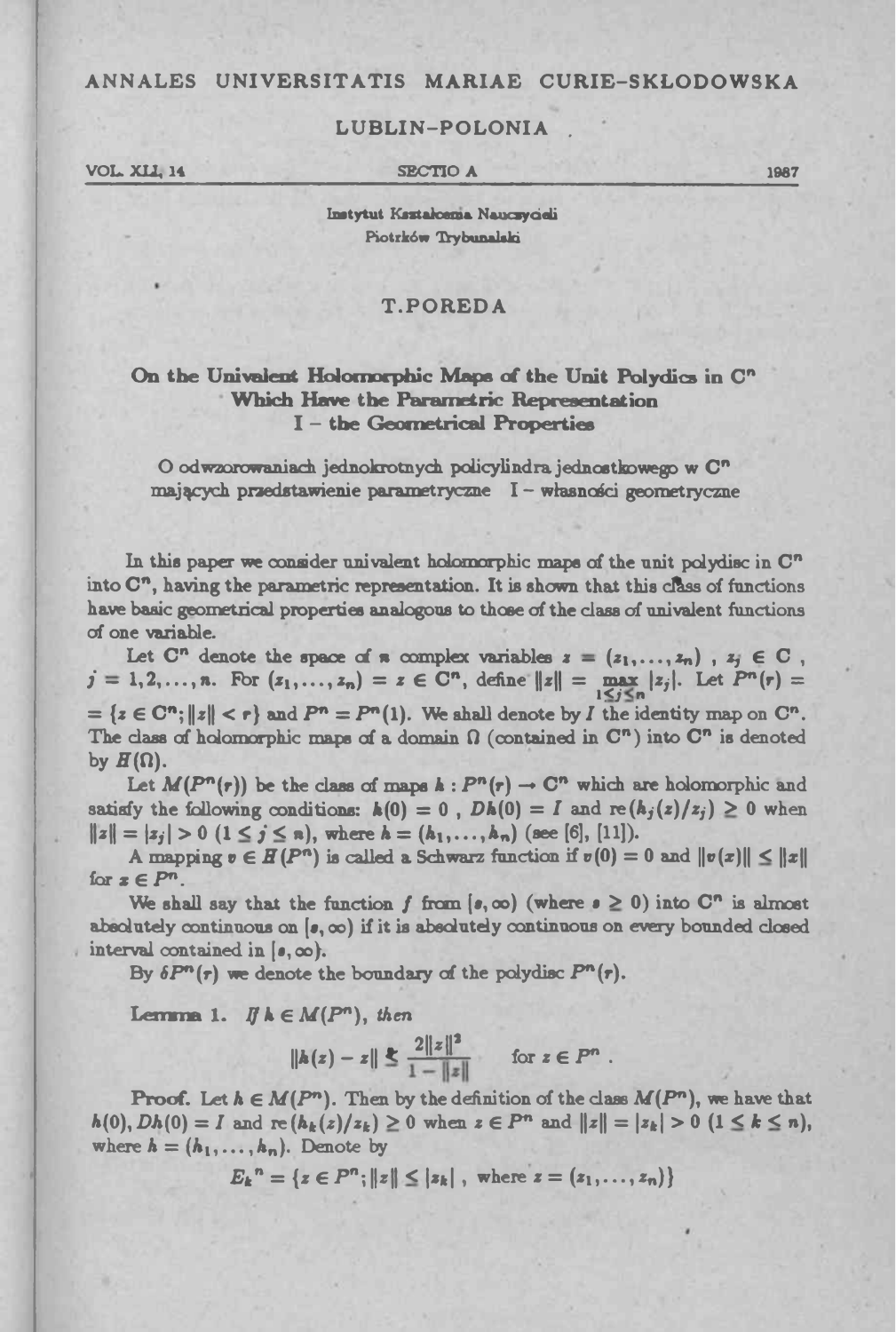ANNALES UNIVERSITATIS MARIAE CURIE-SKŁODOWSKA

LUBLIN-POLONIA

VOL. XLI, 14 SECTIO A 1987

Instytut Kształcenia Nauczycieli
Piotrków Trybunalski

# T. POREDA

## On the Univalent Holomorphic Maps of the Unit Polydics in $C^n$ Which Have the Parametric Representation I – the Geometrical Properties

O odwzorowaniach jednokrotnych policylindra jednostkowego w $C^n$ mających przedstawienie parametryczne I – własności geometryczne

In this paper we consider univalent holomorphic maps of the unit polydisc in $C^n$ into $C^n$, having the parametric representation. It is shown that this class of functions have basic geometrical properties analogous to those of the class of univalent functions of one variable.

Let $C^n$ denote the space of $n$ complex variables $z = (z_1, \ldots, z_n)$ , $z_j \in C$ , $j = 1, 2, \ldots, n$. For $(z_1, \ldots, z_n) = z \in C^n$, define $\|z\| = \max_{1 \le j \le n} |z_j|$. Let $P^n(r) = \{z \in C^n; \|z\| < r\}$ and $P^n = P^n(1)$. We shall denote by $I$ the identity map on $C^n$. The class of holomorphic maps of a domain $\Omega$ (contained in $C^n$) into $C^n$ is denoted by $H(\Omega)$.

Let $M(P^n(r))$ be the class of maps $h : P^n(r) \to C^n$ which are holomorphic and satisfy the following conditions: $h(0) = 0$ , $Dh(0) = I$ and $\mathrm{re}(h_j(z)/z_j) \ge 0$ when $\|z\| = |z_j| > 0$ $(1 \le j \le n)$, where $h = (h_1, \ldots, h_n)$ (see [6], [11]).

A mapping $v \in H(P^n)$ is called a Schwarz function if $v(0) = 0$ and $\|v(z)\| \le \|z\|$ for $z \in P^n$.

We shall say that the function $f$ from $[s, \infty)$ (where $s \ge 0$) into $C^n$ is almost absolutely continuous on $[s, \infty)$ if it is absolutely continuous on every bounded closed interval contained in $[s, \infty)$.

By $\delta P^n(r)$ we denote the boundary of the polydisc $P^n(r)$.

**Lemma 1.** *If $h \in M(P^n)$, then*

$$\|h(z) - z\| \le \frac{2\|z\|^2}{1 - \|z\|} \qquad \text{for } z \in P^n .$$

**Proof.** Let $h \in M(P^n)$. Then by the definition of the class $M(P^n)$, we have that $h(0), Dh(0) = I$ and $\mathrm{re}(h_k(z)/z_k) \ge 0$ when $z \in P^n$ and $\|z\| = |z_k| > 0$ $(1 \le k \le n)$, where $h = (h_1, \ldots, h_n)$. Denote by

$$E_k{}^n = \{z \in P^n; \|z\| \le |z_k| \text{ , where } z = (z_1, \ldots, z_n)\}$$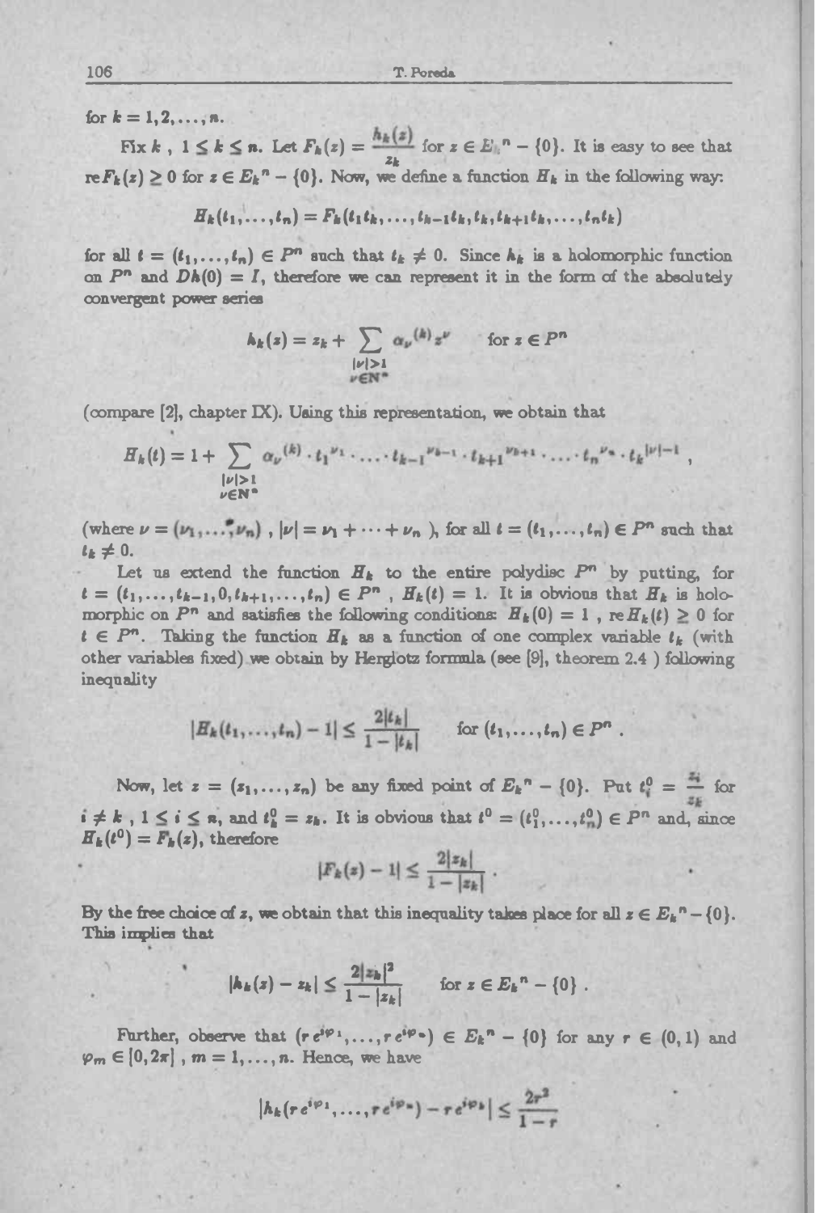for $k = 1, 2, \ldots, n$.

Fix $k$, $1 \le k \le n$. Let $F_k(z) = \dfrac{h_k(z)}{z_k}$ for $z \in E_k{}^n - \{0\}$. It is easy to see that $\operatorname{re} F_k(z) \ge 0$ for $z \in E_k{}^n - \{0\}$. Now, we define a function $H_k$ in the following way:

$$H_k(t_1, \ldots, t_n) = F_k(t_1 t_k, \ldots, t_{k-1} t_k, t_k, t_{k+1} t_k, \ldots, t_n t_k)$$

for all $t = (t_1, \ldots, t_n) \in P^n$ such that $t_k \ne 0$. Since $h_k$ is a holomorphic function on $P^n$ and $Dh(0) = I$, therefore we can represent it in the form of the absolutely convergent power series

$$h_k(z) = z_k + \sum_{\substack{|\nu| > 1 \\ \nu \in \mathbb{N}^n}} \alpha_\nu{}^{(k)} z^\nu \qquad \text{for } z \in P^n$$

(compare [2], chapter IX). Using this representation, we obtain that

$$H_k(t) = 1 + \sum_{\substack{|\nu| > 1 \\ \nu \in \mathbb{N}^n}} \alpha_\nu{}^{(k)} \cdot t_1{}^{\nu_1} \cdot \ldots \cdot t_{k-1}{}^{\nu_{k-1}} \cdot t_{k+1}{}^{\nu_{k+1}} \cdot \ldots \cdot t_n{}^{\nu_n} \cdot t_k{}^{|\nu| - 1},$$

(where $\nu = (\nu_1, \ldots, \nu_n)$, $|\nu| = \nu_1 + \cdots + \nu_n$), for all $t = (t_1, \ldots, t_n) \in P^n$ such that $t_k \ne 0$.

Let us extend the function $H_k$ to the entire polydisc $P^n$ by putting, for $t = (t_1, \ldots, t_{k-1}, 0, t_{k+1}, \ldots, t_n) \in P^n$, $H_k(t) = 1$. It is obvious that $H_k$ is holomorphic on $P^n$ and satisfies the following conditions: $H_k(0) = 1$, $\operatorname{re} H_k(t) \ge 0$ for $t \in P^n$. Taking the function $H_k$ as a function of one complex variable $t_k$ (with other variables fixed) we obtain by Herglotz formula (see [9], theorem 2.4 ) following inequality

$$|H_k(t_1, \ldots, t_n) - 1| \le \frac{2|t_k|}{1 - |t_k|} \qquad \text{for } (t_1, \ldots, t_n) \in P^n .$$

Now, let $z = (z_1, \ldots, z_n)$ be any fixed point of $E_k{}^n - \{0\}$. Put $t_i^0 = \dfrac{z_i}{z_k}$ for $i \ne k$, $1 \le i \le n$, and $t_k^0 = z_k$. It is obvious that $t^0 = (t_1^0, \ldots, t_n^0) \in P^n$ and, since $H_k(t^0) = F_k(z)$, therefore

$$|F_k(z) - 1| \le \frac{2|z_k|}{1 - |z_k|} .$$

By the free choice of $z$, we obtain that this inequality takes place for all $z \in E_k{}^n - \{0\}$. This implies that

$$|h_k(z) - z_k| \le \frac{2|z_k|^2}{1 - |z_k|} \qquad \text{for } z \in E_k{}^n - \{0\} .$$

Further, observe that $(r e^{i\varphi_1}, \ldots, r e^{i\varphi_n}) \in E_k{}^n - \{0\}$ for any $r \in (0, 1)$ and $\varphi_m \in [0, 2\pi]$, $m = 1, \ldots, n$. Hence, we have

$$|h_k(r e^{i\varphi_1}, \ldots, r e^{i\varphi_n}) - r e^{i\varphi_k}| \le \frac{2r^2}{1 - r}$$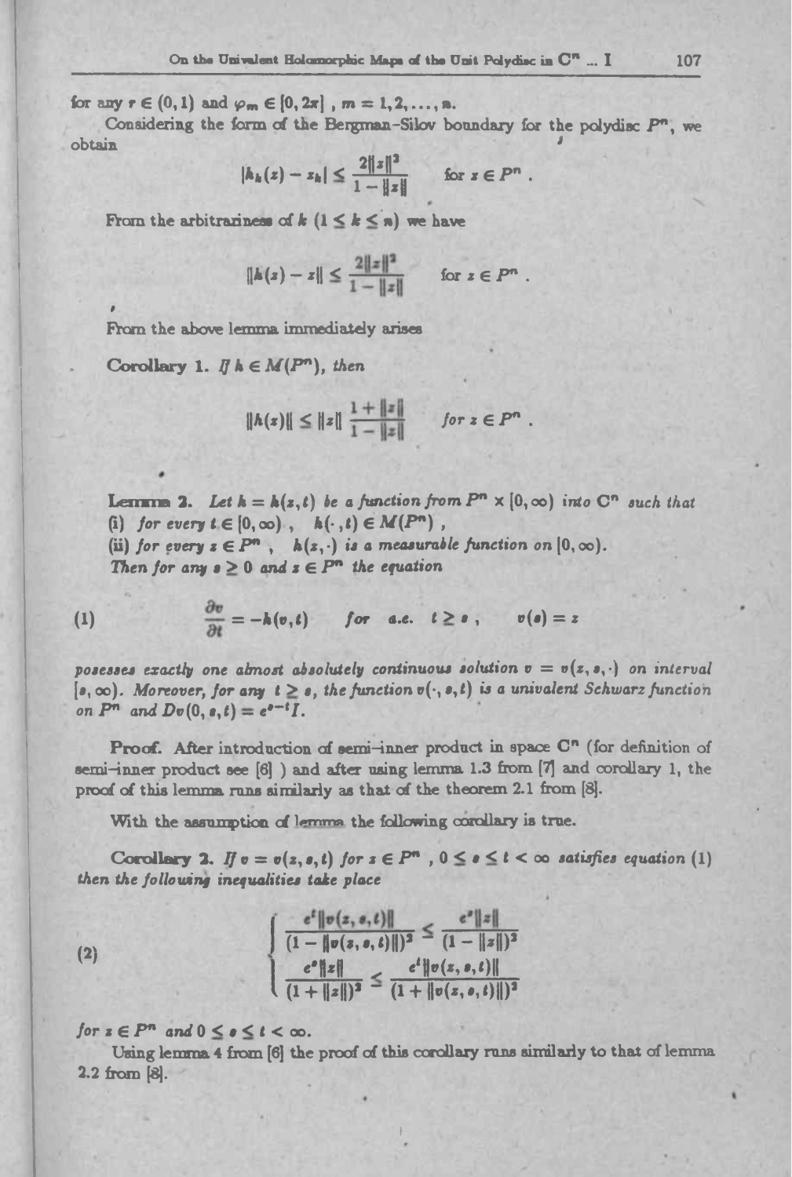for any $r \in (0,1)$ and $\varphi_m \in [0, 2\pi]$ , $m = 1, 2, \ldots, n$.

Considering the form of the Bergman–Silov boundary for the polydisc $P^n$, we obtain

$$|h_k(z) - z_k| \le \frac{2\|z\|^2}{1 - \|z\|} \qquad \text{for } z \in P^n .$$

From the arbitrariness of $k$ $(1 \le k \le n)$ we have

$$\|h(z) - z\| \le \frac{2\|z\|^2}{1 - \|z\|} \qquad \text{for } z \in P^n .$$

From the above lemma immediately arises

**Corollary 1.** *If $h \in M(P^n)$, then*

$$\|h(z)\| \le \|z\| \, \frac{1 + \|z\|}{1 - \|z\|} \qquad \textit{for } z \in P^n .$$

**Lemma 2.** *Let $h = h(z,t)$ be a function from $P^n \times [0, \infty)$ into $\mathbf{C}^n$ such that*
*(i) for every $t \in [0, \infty)$ , $h(\cdot, t) \in M(P^n)$ ,*
*(ii) for every $z \in P^n$ , $h(z, \cdot)$ is a measurable function on $[0, \infty)$.*
*Then for any $s \ge 0$ and $z \in P^n$ the equation*

$$\frac{\partial v}{\partial t} = -h(v,t) \qquad \textit{for a.e. } t \ge s \, , \qquad v(s) = z \tag{1}$$

*posesses exactly one almost absolutely continuous solution $v = v(z, s, \cdot)$ on interval $[s, \infty)$. Moreover, for any $t \ge s$, the function $v(\cdot, s, t)$ is a univalent Schwarz function on $P^n$ and $Dv(0, s, t) = e^{s-t} I$.*

**Proof.** After introduction of semi–inner product in space $\mathbf{C}^n$ (for definition of semi–inner product see [6] ) and after using lemma 1.3 from [7] and corollary 1, the proof of this lemma runs similarly as that of the theorem 2.1 from [8].

With the assumption of lemma the following corollary is true.

**Corollary 2.** *If $v = v(z, s, t)$ for $z \in P^n$ , $0 \le s \le t < \infty$ satisfies equation (1) then the following inequalities take place*

$$\begin{cases} \dfrac{e^t \|v(z,s,t)\|}{(1 - \|v(z,s,t)\|)^2} \le \dfrac{e^s \|z\|}{(1 - \|z\|)^2} \\[2ex] \dfrac{e^s \|z\|}{(1 + \|z\|)^2} \le \dfrac{e^t \|v(z,s,t)\|}{(1 + \|v(z,s,t)\|)^2} \end{cases} \tag{2}$$

*for $z \in P^n$ and $0 \le s \le t < \infty$.*

Using lemma 4 from [6] the proof of this corollary runs similarly to that of lemma 2.2 from [8].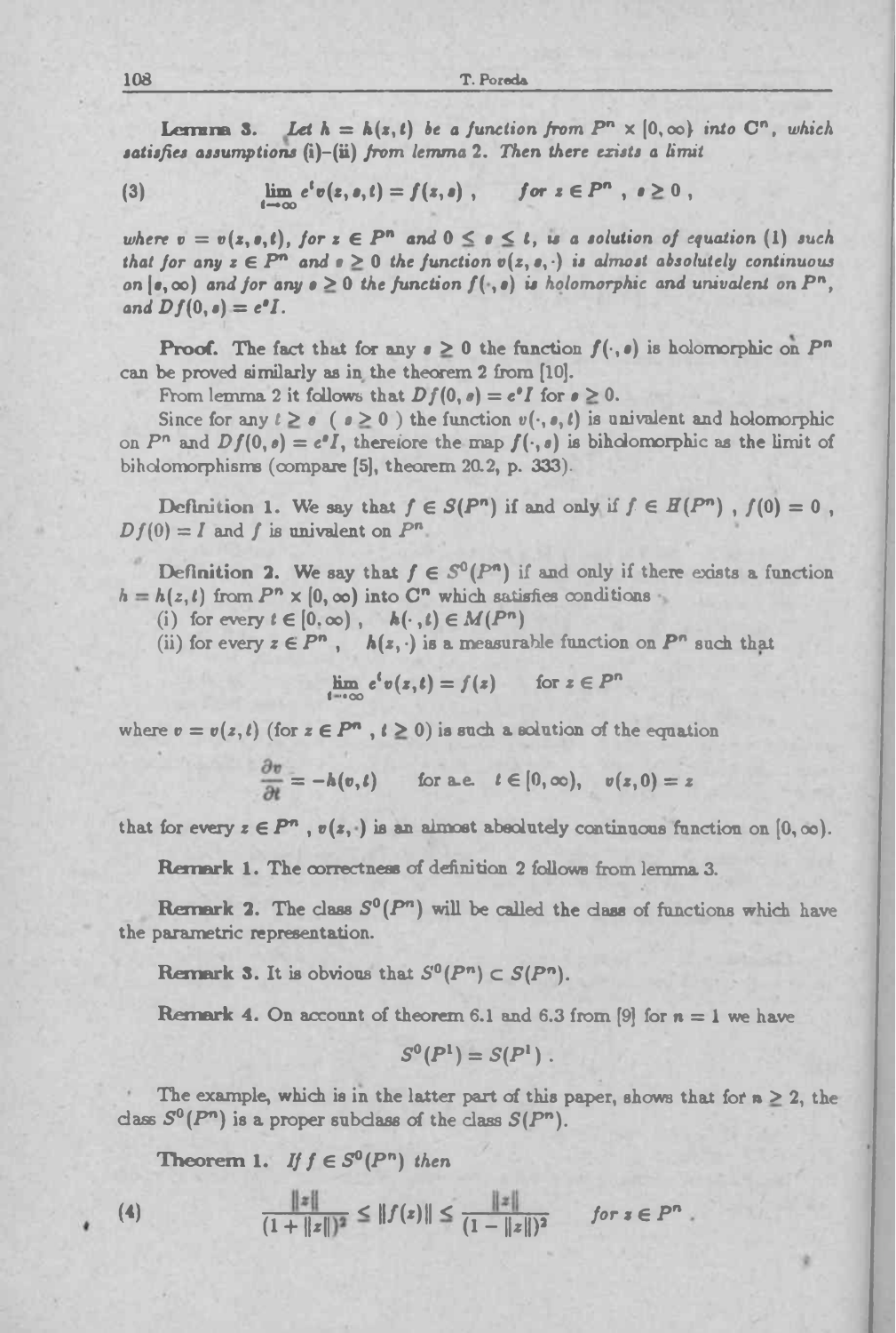**Lemma 3.** *Let $h = h(z,t)$ be a function from $P^n \times [0,\infty)$ into $\mathbf{C}^n$, which satisfies assumptions* (i)–(ii) *from lemma* 2. *Then there exists a limit*

$$\lim_{t\to\infty} e^t v(z,s,t) = f(z,s)\ , \qquad \text{for } z \in P^n\ ,\ s \geq 0\ , \tag{3}$$

*where $v = v(z,s,t)$, for $z \in P^n$ and $0 \leq s \leq t$, is a solution of equation* (1) *such that for any $z \in P^n$ and $s \geq 0$ the function $v(z,s,\cdot)$ is almost absolutely continuous on $[s,\infty)$ and for any $s \geq 0$ the function $f(\cdot,s)$ is holomorphic and univalent on $P^n$, and $Df(0,s) = e^s I$.*

**Proof.** The fact that for any $s \geq 0$ the function $f(\cdot,s)$ is holomorphic on $P^n$ can be proved similarly as in the theorem 2 from [10].

From lemma 2 it follows that $Df(0,s) = e^s I$ for $s \geq 0$.

Since for any $t \geq s$ ( $s \geq 0$ ) the function $v(\cdot,s,t)$ is univalent and holomorphic on $P^n$ and $Df(0,s) = e^s I$, therefore the map $f(\cdot,s)$ is biholomorphic as the limit of biholomorphisms (compare [5], theorem 20.2, p. 333).

**Definition 1.** We say that $f \in S(P^n)$ if and only if $f \in H(P^n)$ , $f(0) = 0$ , $Df(0) = I$ and $f$ is univalent on $P^n$.

**Definition 2.** We say that $f \in S^0(P^n)$ if and only if there exists a function $h = h(z,t)$ from $P^n \times [0,\infty)$ into $\mathbf{C}^n$ which satisfies conditions

(i) for every $t \in [0,\infty)$ , $h(\cdot,t) \in M(P^n)$

(ii) for every $z \in P^n$ , $h(z,\cdot)$ is a measurable function on $P^n$ such that

$$\lim_{t\to\infty} e^t v(z,t) = f(z) \qquad \text{for } z \in P^n$$

where $v = v(z,t)$ (for $z \in P^n$ , $t \geq 0$) is such a solution of the equation

$$\frac{\partial v}{\partial t} = -h(v,t) \qquad \text{for a.e. } t \in [0,\infty),\ \ v(z,0) = z$$

that for every $z \in P^n$ , $v(z,\cdot)$ is an almost absolutely continuous function on $[0,\infty)$.

**Remark 1.** The correctness of definition 2 follows from lemma 3.

**Remark 2.** The class $S^0(P^n)$ will be called the class of functions which have the parametric representation.

**Remark 3.** It is obvious that $S^0(P^n) \subset S(P^n)$.

**Remark 4.** On account of theorem 6.1 and 6.3 from [9] for $n = 1$ we have

$$S^0(P^1) = S(P^1)\ .$$

The example, which is in the latter part of this paper, shows that for $n \geq 2$, the class $S^0(P^n)$ is a proper subclass of the class $S(P^n)$.

**Theorem 1.** *If $f \in S^0(P^n)$ then*

$$\frac{\|z\|}{(1+\|z\|)^2} \leq \|f(z)\| \leq \frac{\|z\|}{(1-\|z\|)^2} \qquad \text{for } z \in P^n\ . \tag{4}$$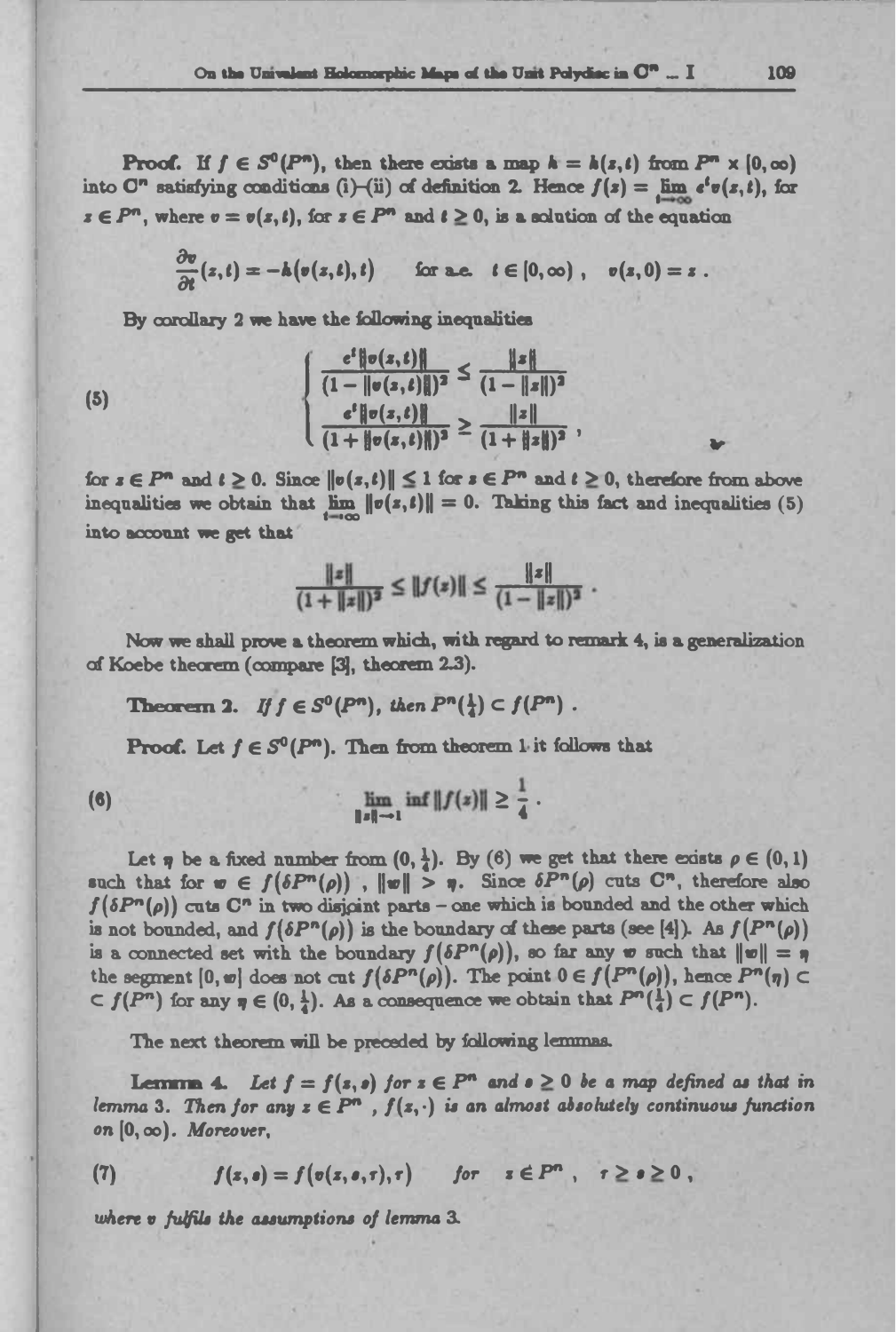**Proof.** If $f \in S^0(P^n)$, then there exists a map $h = h(z,t)$ from $P^n \times [0,\infty)$ into $\mathbb{C}^n$ satisfying conditions (i)–(ii) of definition 2. Hence $f(z) = \lim_{t\to\infty} e^t v(z,t)$, for $z \in P^n$, where $v = v(z,t)$, for $z \in P^n$ and $t \geq 0$, is a solution of the equation

$$\frac{\partial v}{\partial t}(z,t) = -h(v(z,t),t) \qquad \text{for a.e. } t \in [0,\infty), \quad v(z,0) = z.$$

By corollary 2 we have the following inequalities

$$(5) \qquad \begin{cases} \dfrac{e^t\|v(z,t)\|}{(1-\|v(z,t)\|)^2} \leq \dfrac{\|z\|}{(1-\|z\|)^2} \\[2ex] \dfrac{e^t\|v(z,t)\|}{(1+\|v(z,t)\|)^2} \geq \dfrac{\|z\|}{(1+\|z\|)^2}, \end{cases}$$

for $z \in P^n$ and $t \geq 0$. Since $\|v(z,t)\| \leq 1$ for $z \in P^n$ and $t \geq 0$, therefore from above inequalities we obtain that $\lim_{t\to\infty} \|v(z,t)\| = 0$. Taking this fact and inequalities (5) into account we get that

$$\frac{\|z\|}{(1+\|z\|)^2} \leq \|f(z)\| \leq \frac{\|z\|}{(1-\|z\|)^2}.$$

Now we shall prove a theorem which, with regard to remark 4, is a generalization of Koebe theorem (compare [3], theorem 2.3).

**Theorem 2.** *If $f \in S^0(P^n)$, then $P^n(\frac{1}{4}) \subset f(P^n)$.*

**Proof.** Let $f \in S^0(P^n)$. Then from theorem 1 it follows that

$$(6) \qquad \liminf_{\|z\|\to 1} \|f(z)\| \geq \frac{1}{4}.$$

Let $\eta$ be a fixed number from $(0, \frac{1}{4})$. By (6) we get that there exists $\rho \in (0,1)$ such that for $w \in f(\delta P^n(\rho))$, $\|w\| > \eta$. Since $\delta P^n(\rho)$ cuts $\mathbb{C}^n$, therefore also $f(\delta P^n(\rho))$ cuts $\mathbb{C}^n$ in two disjoint parts – one which is bounded and the other which is not bounded, and $f(\delta P^n(\rho))$ is the boundary of these parts (see [4]). As $f(P^n(\rho))$ is a connected set with the boundary $f(\delta P^n(\rho))$, so far any $w$ such that $\|w\| = \eta$ the segment $[0, w]$ does not cut $f(\delta P^n(\rho))$. The point $0 \in f(P^n(\rho))$, hence $P^n(\eta) \subset \subset f(P^n)$ for any $\eta \in (0, \frac{1}{4})$. As a consequence we obtain that $P^n(\frac{1}{4}) \subset f(P^n)$.

The next theorem will be preceded by following lemmas.

**Lemma 4.** *Let $f = f(z,s)$ for $z \in P^n$ and $s \geq 0$ be a map defined as that in lemma 3. Then for any $z \in P^n$, $f(z,\cdot)$ is an almost absolutely continuous function on $[0,\infty)$. Moreover,*

$$(7) \qquad f(z,s) = f(v(z,s,\tau),\tau) \qquad \textit{for} \quad z \in P^n, \quad \tau \geq s \geq 0,$$

*where $v$ fulfils the assumptions of lemma 3.*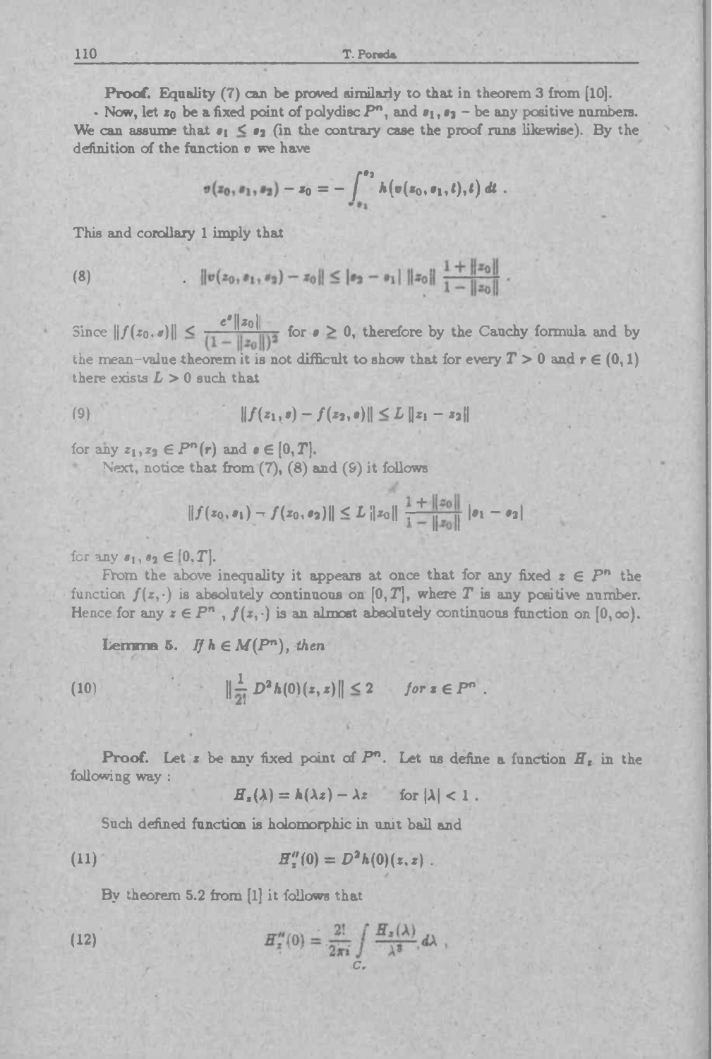**Proof.** Equality (7) can be proved similarly to that in theorem 3 from [10].

Now, let $z_0$ be a fixed point of polydisc $P^n$, and $s_1, s_2$ – be any positive numbers. We can assume that $s_1 \le s_2$ (in the contrary case the proof runs likewise). By the definition of the function $v$ we have

$$v(z_0, s_1, s_2) - z_0 = -\int_{s_1}^{s_2} h\big(v(z_0, s_1, t), t\big)\, dt \ .$$

This and corollary 1 imply that

$$\|v(z_0, s_1, s_2) - z_0\| \le |s_2 - s_1|\, \|z_0\| \,\frac{1 + \|z_0\|}{1 - \|z_0\|} \ . \tag{8}$$

Since $\|f(z_0, s)\| \le \dfrac{e^s \|z_0\|}{(1 - \|z_0\|)^2}$ for $s \ge 0$, therefore by the Cauchy formula and by the mean-value theorem it is not difficult to show that for every $T > 0$ and $r \in (0,1)$ there exists $L > 0$ such that

$$\|f(z_1, s) - f(z_2, s)\| \le L\, \|z_1 - z_2\| \tag{9}$$

for any $z_1, z_2 \in P^n(r)$ and $s \in [0, T]$.

Next, notice that from (7), (8) and (9) it follows

$$\|f(z_0, s_1) - f(z_0, s_2)\| \le L\, \|z_0\| \,\frac{1 + \|z_0\|}{1 - \|z_0\|}\, |s_1 - s_2|$$

for any $s_1, s_2 \in [0, T]$.

From the above inequality it appears at once that for any fixed $z \in P^n$ the function $f(z, \cdot)$ is absolutely continuous on $[0, T]$, where $T$ is any positive number. Hence for any $z \in P^n$, $f(z, \cdot)$ is an almost absolutely continuous function on $[0, \infty)$.

**Lemma 5.** *If $h \in M(P^n)$, then*

$$\Big\|\frac{1}{2!}\, D^2 h(0)(z, z)\Big\| \le 2 \qquad \textit{for } z \in P^n \ . \tag{10}$$

**Proof.** Let $z$ be any fixed point of $P^n$. Let us define a function $H_z$ in the following way :

$$H_z(\lambda) = h(\lambda z) - \lambda z \qquad \text{for } |\lambda| < 1 \ .$$

Such defined function is holomorphic in unit ball and

$$H_z''(0) = D^2 h(0)(z, z) \ . \tag{11}$$

By theorem 5.2 from [1] it follows that

$$H_z''(0) = \frac{2!}{2\pi i} \int_{C_r} \frac{H_z(\lambda)}{\lambda^3}\, d\lambda \ , \tag{12}$$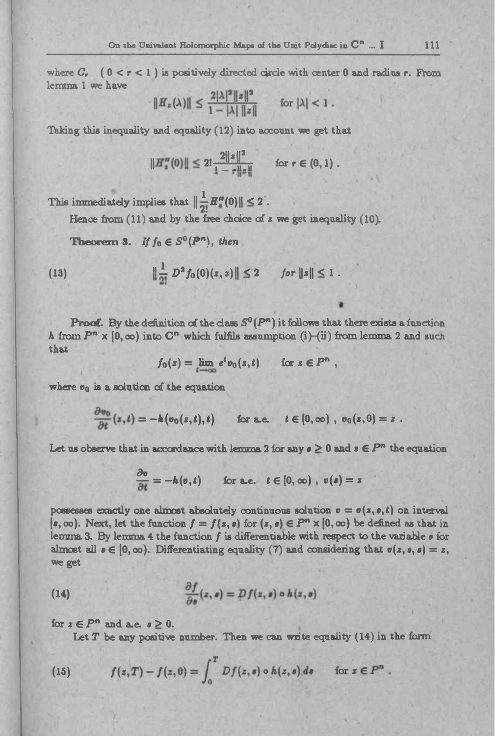where $C_r$ $(0 < r < 1)$ is positively directed circle with center 0 and radius $r$. From lemma 1 we have

$$\|H_z(\lambda)\| \leq \frac{2|\lambda|^2\|z\|^2}{1-|\lambda|\,\|z\|} \qquad \text{for } |\lambda| < 1 .$$

Taking this inequality and equality (12) into account we get that

$$\|H_z''(0)\| \leq 2!\,\frac{2\|z\|^2}{1-r\|z\|} \qquad \text{for } r \in (0,1) .$$

This immediately implies that $\|\frac{1}{2!}H_z''(0)\| \leq 2$.

Hence from (11) and by the free choice of $z$ we get inequality (10).

**Theorem 3.** *If $f_0 \in S^0(P^n)$, then*

$$\left\|\frac{1}{2!}\,D^2 f_0(0)(z,z)\right\| \leq 2 \qquad \textit{for } \|z\| \leq 1 . \tag{13}$$

**Proof.** By the definition of the class $S^0(P^n)$ it follows that there exists a function $h$ from $P^n \times [0,\infty)$ into $\mathbf{C}^n$ which fulfils assumption (i)–(ii) from lemma 2 and such that

$$f_0(z) = \lim_{t\to\infty} e^t v_0(z,t) \qquad \text{for } z \in P^n ,$$

where $v_0$ is a solution of the equation

$$\frac{\partial v_0}{\partial t}(z,t) = -h\big(v_0(z,t),t\big) \qquad \text{for a.e.} \quad t \in [0,\infty) ,\ v_0(z,0) = z .$$

Let us observe that in accordance with lemma 2 for any $s \geq 0$ and $z \in P^n$ the equation

$$\frac{\partial v}{\partial t} = -h(v,t) \qquad \text{for a.e.} \quad t \in [0,\infty) ,\ v(s) = z$$

possesses exactly one almost absolutely continuous solution $v = v(z,s,t)$ on interval $[s,\infty)$. Next, let the function $f = f(z,s)$ for $(z,s) \in P^n \times [0,\infty)$ be defined as that in lemma 3. By lemma 4 the function $f$ is differentiable with respect to the variable $s$ for almost all $s \in [0,\infty)$. Differentiating equality (7) and considering that $v(z,s,s) = z$, we get

$$\frac{\partial f}{\partial s}(z,s) = Df(z,s) \circ h(z,s) \tag{14}$$

for $z \in P^n$ and a.e. $s \geq 0$.

Let $T$ be any positive number. Then we can write equality (14) in the form

$$f(z,T) - f(z,0) = \int_0^T Df(z,s) \circ h(z,s)\,ds \qquad \text{for } z \in P^n . \tag{15}$$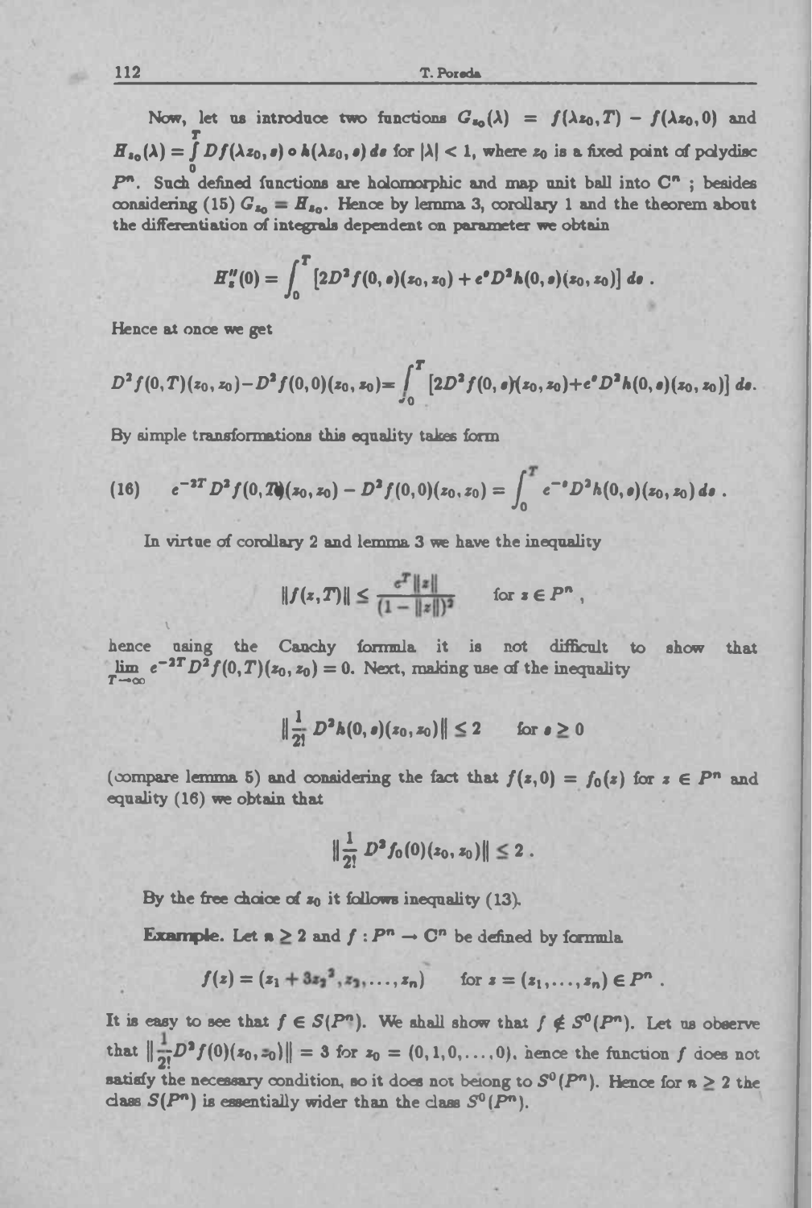Now, let us introduce two functions $G_{z_0}(\lambda) = f(\lambda z_0, T) - f(\lambda z_0, 0)$ and $H_{z_0}(\lambda) = \int_0^T Df(\lambda z_0, s) \circ h(\lambda z_0, s)\, ds$ for $|\lambda| < 1$, where $z_0$ is a fixed point of polydisc $P^n$. Such defined functions are holomorphic and map unit ball into $\mathbf{C}^n$ ; besides considering (15) $G_{z_0} = H_{z_0}$. Hence by lemma 3, corollary 1 and the theorem about the differentiation of integrals dependent on parameter we obtain

$$H_z''(0) = \int_0^T \left[2D^2 f(0,s)(z_0, z_0) + e^s D^2 h(0,s)(z_0, z_0)\right] ds \,.$$

Hence at once we get

$$D^2 f(0,T)(z_0, z_0) - D^2 f(0,0)(z_0, z_0) = \int_0^T \left[2D^2 f(0,s)(z_0, z_0) + e^s D^2 h(0,s)(z_0, z_0)\right] ds.$$

By simple transformations this equality takes form

$$\text{(16)} \qquad e^{-2T} D^2 f(0,T)(z_0, z_0) - D^2 f(0,0)(z_0, z_0) = \int_0^T e^{-s} D^2 h(0,s)(z_0, z_0)\, ds \,.$$

In virtue of corollary 2 and lemma 3 we have the inequality

$$\|f(z,T)\| \le \frac{e^T \|z\|}{(1 - \|z\|)^2} \qquad \text{for } z \in P^n \,,$$

hence using the Cauchy formula it is not difficult to show that $\lim_{T \to \infty} e^{-2T} D^2 f(0,T)(z_0, z_0) = 0$. Next, making use of the inequality

$$\left\| \frac{1}{2!} D^2 h(0,s)(z_0, z_0) \right\| \le 2 \qquad \text{for } s \ge 0$$

(compare lemma 5) and considering the fact that $f(z,0) = f_0(z)$ for $z \in P^n$ and equality (16) we obtain that

$$\left\| \frac{1}{2!} D^2 f_0(0)(z_0, z_0) \right\| \le 2 \,.$$

By the free choice of $z_0$ it follows inequality (13).

**Example.** Let $n \ge 2$ and $f : P^n \to \mathbf{C}^n$ be defined by formula

$$f(z) = (z_1 + 3z_2^2, z_2, \ldots, z_n) \qquad \text{for } z = (z_1, \ldots, z_n) \in P^n \,.$$

It is easy to see that $f \in S(P^n)$. We shall show that $f \notin S^0(P^n)$. Let us observe that $\left\| \frac{1}{2!} D^2 f(0)(z_0, z_0) \right\| = 3$ for $z_0 = (0, 1, 0, \ldots, 0)$, hence the function $f$ does not satisfy the necessary condition, so it does not belong to $S^0(P^n)$. Hence for $n \ge 2$ the class $S(P^n)$ is essentially wider than the class $S^0(P^n)$.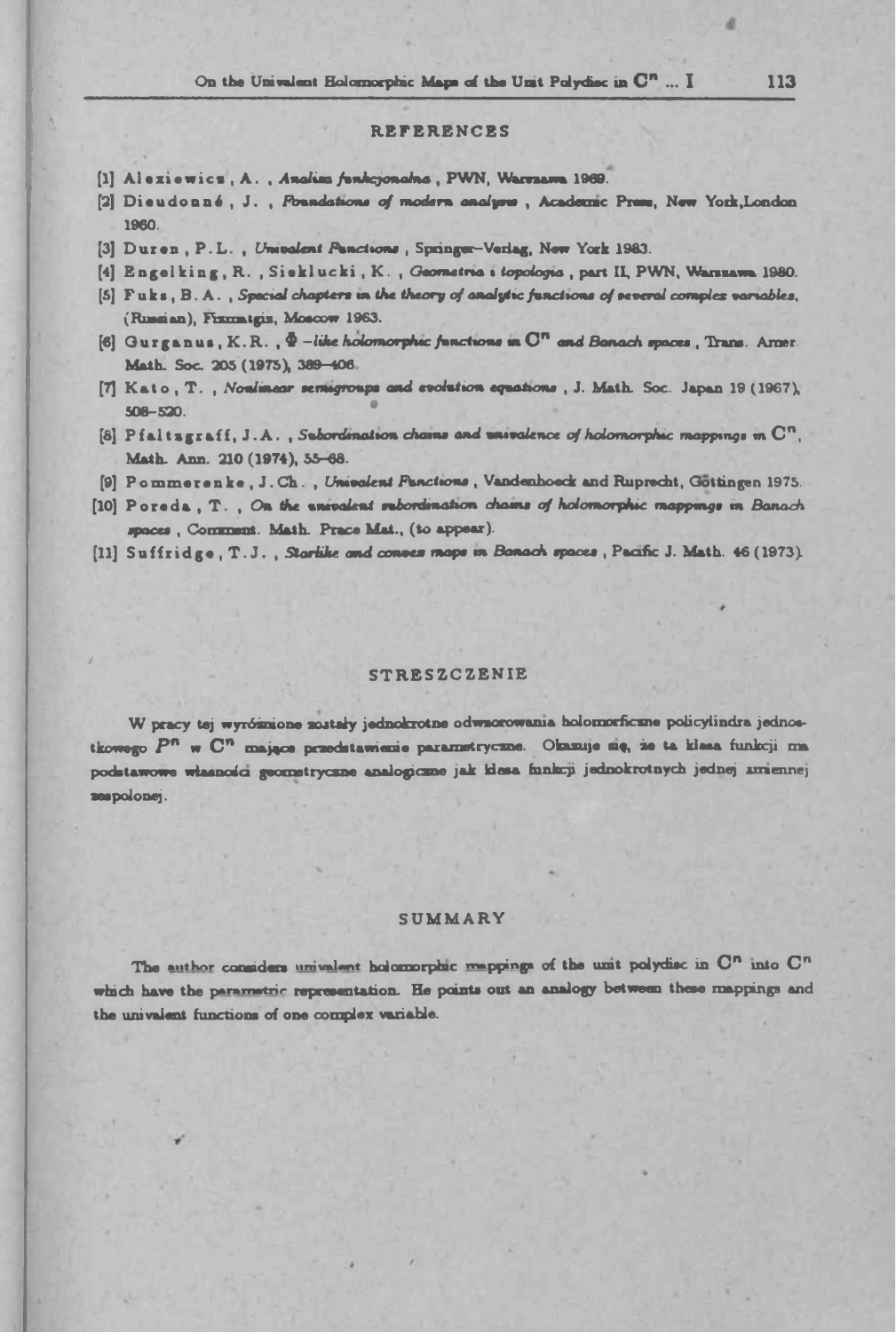## REFERENCES

[1] Alexiewicz, A., *Analiza funkcjonalna*, PWN, Warszawa 1969.

[2] Dieudonné, J., *Foundations of modern analysis*, Academic Press, New York, London 1960.

[3] Duren, P.L., *Univalent Functions*, Springer–Verlag, New York 1983.

[4] Engelking, R., Sieklucki, K., *Geometria i topologia*, part II, PWN, Warszawa 1980.

[5] Fuks, B.A., *Special chapters in the theory of analytic functions of several complex variables*, (Russian), Fizmatgiz, Moscow 1963.

[6] Gurganus, K.R., *$\Phi$-like holomorphic functions in $C^n$ and Banach spaces*, Trans. Amer. Math. Soc. 205 (1975), 389–406.

[7] Kato, T., *Nonlinear semigroups and evolution equations*, J. Math. Soc. Japan 19 (1967), 508–520.

[8] Pfaltzgraff, J.A., *Subordination chains and univalence of holomorphic mappings in $C^n$*, Math. Ann. 210 (1974), 55–68.

[9] Pommerenke, J.Ch., *Univalent Functions*, Vandenhoeck and Ruprecht, Göttingen 1975.

[10] Poreda, T., *On the univalent subordination chains of holomorphic mappings in Banach spaces*, Comment. Math. Prace Mat., (to appear).

[11] Suffridge, T.J., *Starlike and convex maps in Banach spaces*, Pacific J. Math. 46 (1973).

## STRESZCZENIE

W pracy tej wyróżnione zostały jednokrotne odwzorowania holomorficzne policylindra jednostkowego $P^n$ w $C^n$ mające przedstawienie parametryczne. Okazuje się, że ta klasa funkcji ma podstawowe własności geometryczne analogiczne jak klasa funkcji jednokrotnych jednej zmiennej zespolonej.

## SUMMARY

The author considers univalent holomorphic mappings of the unit polydisc in $C^n$ into $C^n$ which have the parametric representation. He points out an analogy between these mappings and the univalent functions of one complex variable.